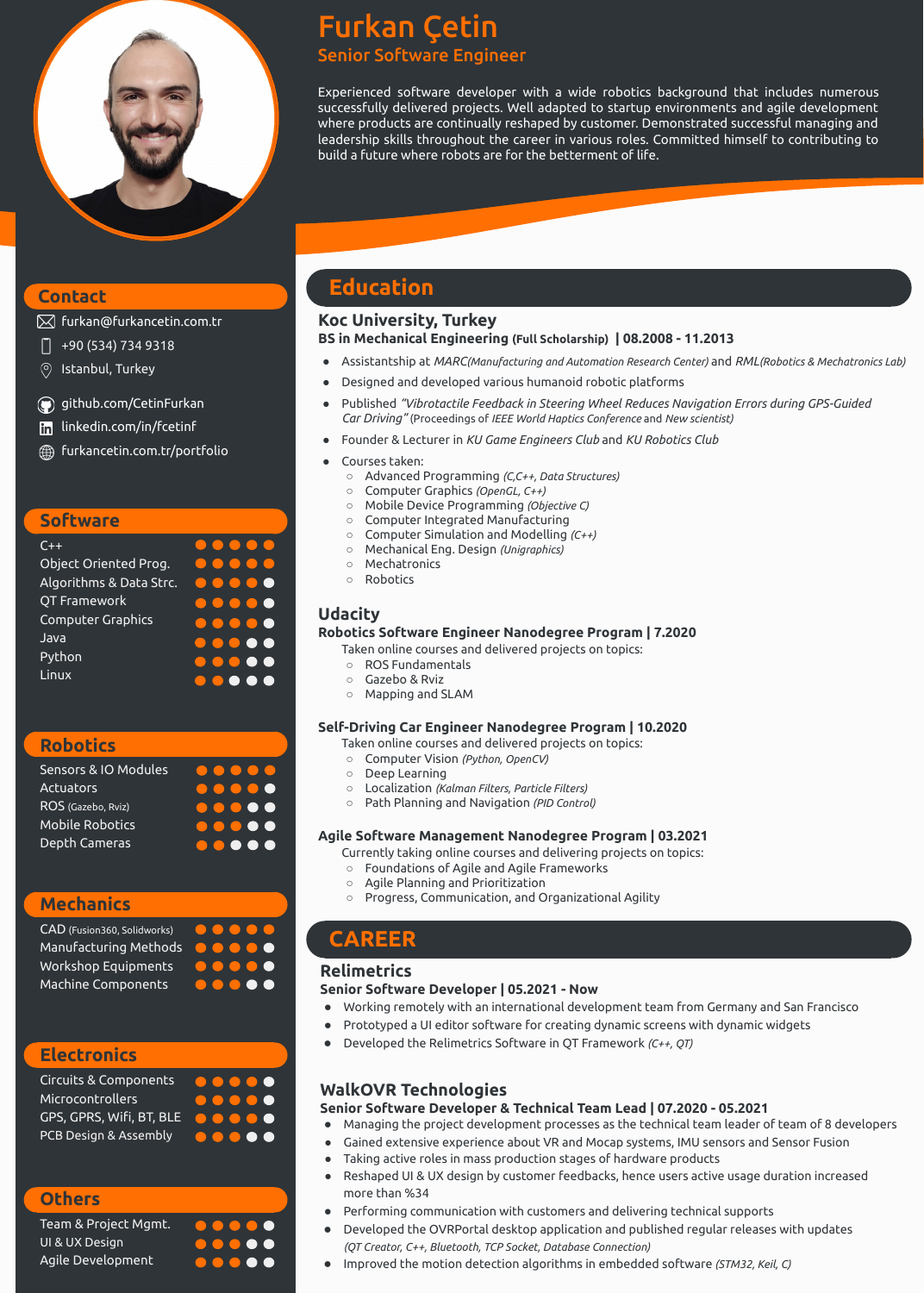# Furkan Çetin

## Senior Software Engineer

Experienced software developer with a wide robotics background that includes numerous successfully delivered projects. Well adapted to startup environments and agile development where products are continually reshaped by customer. Demonstrated successful managing and leadership skills throughout the career in various roles. Committed himself to contributing to build a future where robots are for the betterment of life.

## Contact

- furkan@furkancetin.com.tr
- +90 (534) 734 9318
- Istanbul, Turkey
- github.com/CetinFurkan
- linkedin.com/in/fcetinf
- furkancetin.com.tr/portfolio

## Software

| Skill | Level |
| --- | --- |
| C++ | ●●●●● |
| Object Oriented Prog. | ●●●●● |
| Algorithms & Data Strc. | ●●●●○ |
| QT Framework | ●●●●○ |
| Computer Graphics | ●●●●○ |
| Java | ●●●○○ |
| Python | ●●●○○ |
| Linux | ●●○○○ |

## Robotics

| Skill | Level |
| --- | --- |
| Sensors & IO Modules | ●●●●● |
| Actuators | ●●●●○ |
| ROS (Gazebo, Rviz) | ●●●○○ |
| Mobile Robotics | ●●●○○ |
| Depth Cameras | ●●○○○ |

## Mechanics

| Skill | Level |
| --- | --- |
| CAD (Fusion360, Solidworks) | ●●●●● |
| Manufacturing Methods | ●●●●○ |
| Workshop Equipments | ●●●●○ |
| Machine Components | ●●●○○ |

## Electronics

| Skill | Level |
| --- | --- |
| Circuits & Components | ●●●●○ |
| Microcontrollers | ●●●●○ |
| GPS, GPRS, Wifi, BT, BLE | ●●●●○ |
| PCB Design & Assembly | ●●●○○ |

## Others

| Skill | Level |
| --- | --- |
| Team & Project Mgmt. | ●●●●○ |
| UI & UX Design | ●●●○○ |
| Agile Development | ●●●○○ |

## Education

### Koc University, Turkey

**BS in Mechanical Engineering (Full Scholarship) | 08.2008 - 11.2013**

- Assistantship at *MARC(Manufacturing and Automation Research Center)* and *RML(Robotics & Mechatronics Lab)*
- Designed and developed various humanoid robotic platforms
- Published *"Vibrotactile Feedback in Steering Wheel Reduces Navigation Errors during GPS-Guided Car Driving"* (Proceedings of *IEEE World Haptics Conference* and *New scientist*)
- Founder & Lecturer in *KU Game Engineers Club* and *KU Robotics Club*
- Courses taken:
  - Advanced Programming *(C,C++, Data Structures)*
  - Computer Graphics *(OpenGL, C++)*
  - Mobile Device Programming *(Objective C)*
  - Computer Integrated Manufacturing
  - Computer Simulation and Modelling *(C++)*
  - Mechanical Eng. Design *(Unigraphics)*
  - Mechatronics
  - Robotics

### Udacity

**Robotics Software Engineer Nanodegree Program | 7.2020**

Taken online courses and delivered projects on topics:

- ROS Fundamentals
- Gazebo & Rviz
- Mapping and SLAM

**Self-Driving Car Engineer Nanodegree Program | 10.2020**

Taken online courses and delivered projects on topics:

- Computer Vision *(Python, OpenCV)*
- Deep Learning
- Localization *(Kalman Filters, Particle Filters)*
- Path Planning and Navigation *(PID Control)*

**Agile Software Management Nanodegree Program | 03.2021**

Currently taking online courses and delivering projects on topics:

- Foundations of Agile and Agile Frameworks
- Agile Planning and Prioritization
- Progress, Communication, and Organizational Agility

## CAREER

### Relimetrics

**Senior Software Developer | 05.2021 - Now**

- Working remotely with an international development team from Germany and San Francisco
- Prototyped a UI editor software for creating dynamic screens with dynamic widgets
- Developed the Relimetrics Software in QT Framework *(C++, QT)*

### WalkOVR Technologies

**Senior Software Developer & Technical Team Lead | 07.2020 - 05.2021**

- Managing the project development processes as the technical team leader of team of 8 developers
- Gained extensive experience about VR and Mocap systems, IMU sensors and Sensor Fusion
- Taking active roles in mass production stages of hardware products
- Reshaped UI & UX design by customer feedbacks, hence users active usage duration increased more than %34
- Performing communication with customers and delivering technical supports
- Developed the OVRPortal desktop application and published regular releases with updates *(QT Creator, C++, Bluetooth, TCP Socket, Database Connection)*
- Improved the motion detection algorithms in embedded software *(STM32, Keil, C)*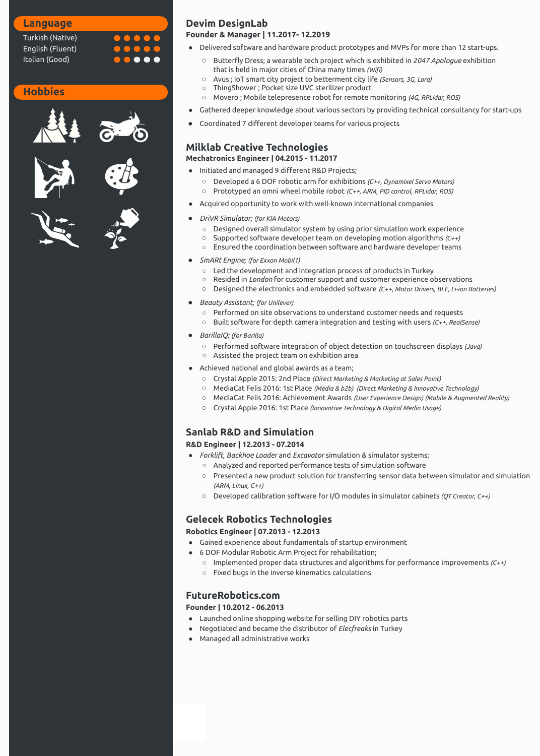## Language

- Turkish (Native)
- English (Fluent)
- Italian (Good)

## Hobbies

## Devim DesignLab

**Founder & Manager | 11.2017- 12.2019**

- Delivered software and hardware product prototypes and MVPs for more than 12 start-ups.
  - Butterfly Dress; a wearable tech project which is exhibited in *2047 Apologue* exhibition that is held in major cities of China many times *(Wifi)*
  - Avus ; IoT smart city project to betterment city life *(Sensors, 3G, Lora)*
  - ThingShower ; Pocket size UVC sterilizer product
  - Movero ; Mobile telepresence robot for remote monitoring *(4G, RPLidar, ROS)*
- Gathered deeper knowledge about various sectors by providing technical consultancy for start-ups
- Coordinated 7 different developer teams for various projects

## Milklab Creative Technologies

**Mechatronics Engineer | 04.2015 - 11.2017**

- Initiated and managed 9 different R&D Projects;
  - Developed a 6 DOF robotic arm for exhibitions *(C++, Dynamixel Servo Motors)*
  - Prototyped an omni wheel mobile robot *(C++, ARM, PID control, RPLidar, ROS)*
- Acquired opportunity to work with well-known international companies
- *DriVR Simulator; (for KIA Motors)*
  - Designed overall simulator system by using prior simulation work experience
  - Supported software developer team on developing motion algorithms *(C++)*
  - Ensured the coordination between software and hardware developer teams
- *SmARt Engine; (for Exxon Mobil1)*
  - Led the development and integration process of products in Turkey
  - Resided in *London* for customer support and customer experience observations
  - Designed the electronics and embedded software *(C++, Motor Drivers, BLE, Li-ion Batteries)*
- *Beauty Assistant; (for Unilever)*
  - Performed on site observations to understand customer needs and requests
  - Built software for depth camera integration and testing with users *(C++, RealSense)*
- *BarillaIQ; (for Barilla)*
  - Performed software integration of object detection on touchscreen displays *(Java)*
  - Assisted the project team on exhibition area
- Achieved national and global awards as a team;
  - Crystal Apple 2015: 2nd Place *(Direct Marketing & Marketing at Sales Point)*
  - MediaCat Felis 2016: 1st Place *(Media & b2b) (Direct Marketing & Innovative Technology)*
  - MediaCat Felis 2016: Achievement Awards *(User Experience Design) (Mobile & Augmented Reality)*
  - Crystal Apple 2016: 1st Place *(Innovative Technology & Digital Media Usage)*

## Sanlab R&D and Simulation

**R&D Engineer | 12.2013 - 07.2014**

- *Forklift, Backhoe Loader* and *Excavator* simulation & simulator systems;
  - Analyzed and reported performance tests of simulation software
  - Presented a new product solution for transferring sensor data between simulator and simulation *(ARM, Linux, C++)*
  - Developed calibration software for I/O modules in simulator cabinets *(QT Creator, C++)*

## Gelecek Robotics Technologies

**Robotics Engineer | 07.2013 - 12.2013**

- Gained experience about fundamentals of startup environment
- 6 DOF Modular Robotic Arm Project for rehabilitation;
  - Implemented proper data structures and algorithms for performance improvements *(C++)*
  - Fixed bugs in the inverse kinematics calculations

## FutureRobotics.com

**Founder | 10.2012 - 06.2013**

- Launched online shopping website for selling DIY robotics parts
- Negotiated and became the distributor of *Elecfreaks* in Turkey
- Managed all administrative works